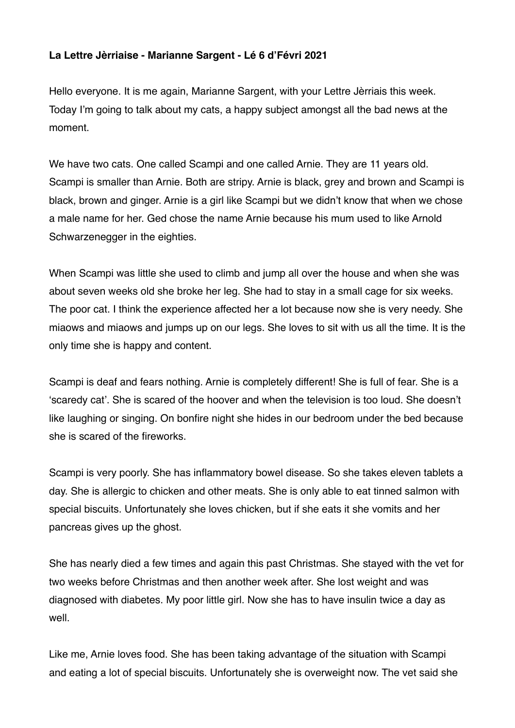**La Lettre Jèrriaise - Marianne Sargent - Lé 6 d'Févri 2021**

Hello everyone. It is me again, Marianne Sargent, with your Lettre Jèrriais this week. Today I'm going to talk about my cats, a happy subject amongst all the bad news at the moment.

We have two cats. One called Scampi and one called Arnie. They are 11 years old. Scampi is smaller than Arnie. Both are stripy. Arnie is black, grey and brown and Scampi is black, brown and ginger. Arnie is a girl like Scampi but we didn't know that when we chose a male name for her. Ged chose the name Arnie because his mum used to like Arnold Schwarzenegger in the eighties.

When Scampi was little she used to climb and jump all over the house and when she was about seven weeks old she broke her leg. She had to stay in a small cage for six weeks. The poor cat. I think the experience affected her a lot because now she is very needy. She miaows and miaows and jumps up on our legs. She loves to sit with us all the time. It is the only time she is happy and content.

Scampi is deaf and fears nothing. Arnie is completely different! She is full of fear. She is a 'scaredy cat'. She is scared of the hoover and when the television is too loud. She doesn't like laughing or singing. On bonfire night she hides in our bedroom under the bed because she is scared of the fireworks.

Scampi is very poorly. She has inflammatory bowel disease. So she takes eleven tablets a day. She is allergic to chicken and other meats. She is only able to eat tinned salmon with special biscuits. Unfortunately she loves chicken, but if she eats it she vomits and her pancreas gives up the ghost.

She has nearly died a few times and again this past Christmas. She stayed with the vet for two weeks before Christmas and then another week after. She lost weight and was diagnosed with diabetes. My poor little girl. Now she has to have insulin twice a day as well.

Like me, Arnie loves food. She has been taking advantage of the situation with Scampi and eating a lot of special biscuits. Unfortunately she is overweight now. The vet said she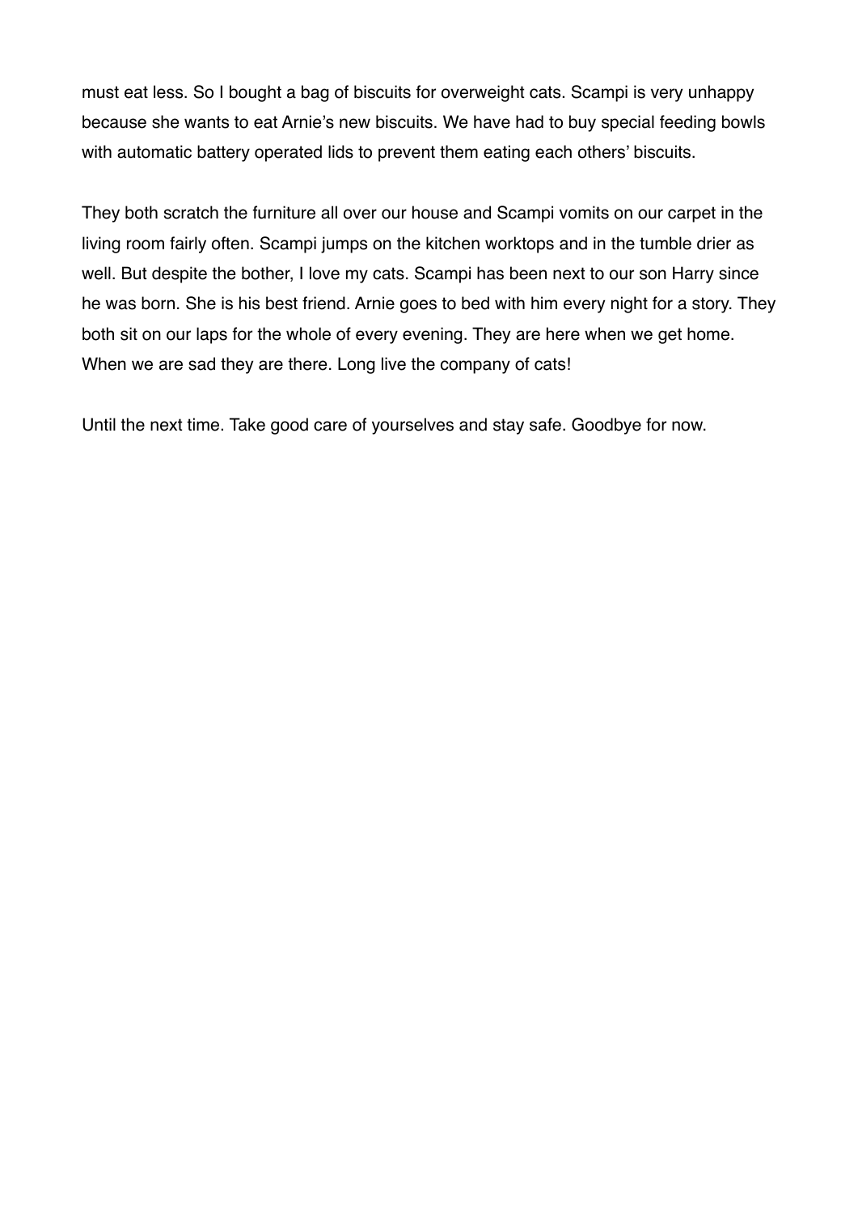must eat less. So I bought a bag of biscuits for overweight cats. Scampi is very unhappy because she wants to eat Arnie's new biscuits. We have had to buy special feeding bowls with automatic battery operated lids to prevent them eating each others' biscuits.

They both scratch the furniture all over our house and Scampi vomits on our carpet in the living room fairly often. Scampi jumps on the kitchen worktops and in the tumble drier as well. But despite the bother, I love my cats. Scampi has been next to our son Harry since he was born. She is his best friend. Arnie goes to bed with him every night for a story. They both sit on our laps for the whole of every evening. They are here when we get home. When we are sad they are there. Long live the company of cats!

Until the next time. Take good care of yourselves and stay safe. Goodbye for now.